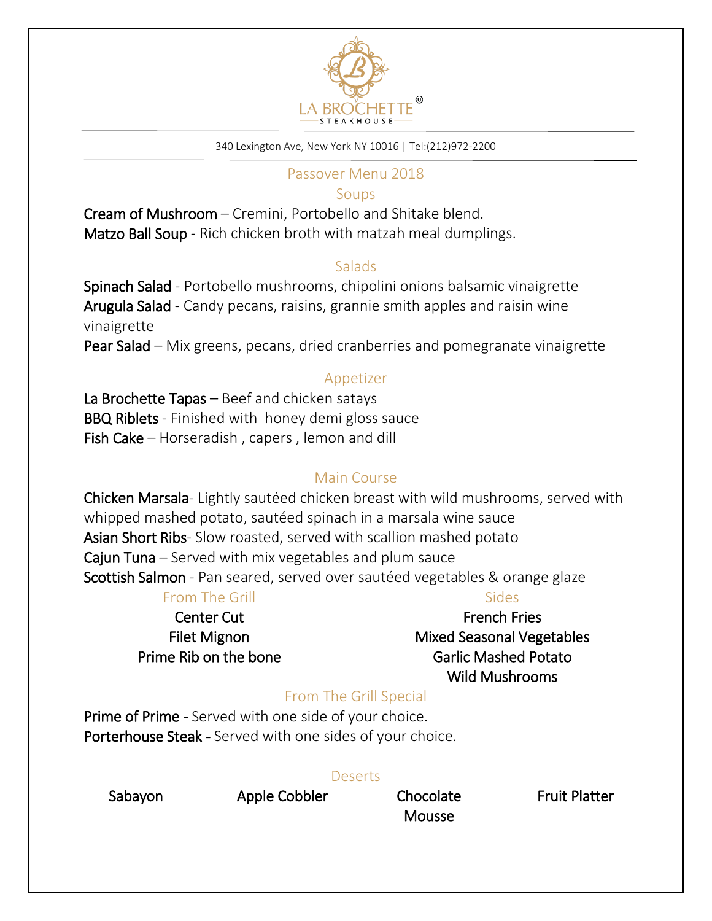# LA BROCHETTE

STEAKHOUSE

340 Lexington Ave, New York NY 10016 | Tel:(212)972-2200

## Passover Menu 2018

### Soups

**Cream of Mushroom** – Cremini, Portobello and Shitake blend.
**Matzo Ball Soup** - Rich chicken broth with matzah meal dumplings.

### Salads

**Spinach Salad** - Portobello mushrooms, chipolini onions balsamic vinaigrette
**Arugula Salad** - Candy pecans, raisins, grannie smith apples and raisin wine vinaigrette
**Pear Salad** – Mix greens, pecans, dried cranberries and pomegranate vinaigrette

### Appetizer

**La Brochette Tapas** – Beef and chicken satays
**BBQ Riblets** - Finished with honey demi gloss sauce
**Fish Cake** – Horseradish , capers , lemon and dill

### Main Course

**Chicken Marsala**- Lightly sautéed chicken breast with wild mushrooms, served with whipped mashed potato, sautéed spinach in a marsala wine sauce
**Asian Short Ribs**- Slow roasted, served with scallion mashed potato
**Cajun Tuna** – Served with mix vegetables and plum sauce
**Scottish Salmon** - Pan seared, served over sautéed vegetables & orange glaze

### From The Grill

Center Cut
Filet Mignon
Prime Rib on the bone

### Sides

French Fries
Mixed Seasonal Vegetables
Garlic Mashed Potato
Wild Mushrooms

### From The Grill Special

**Prime of Prime -** Served with one side of your choice.
**Porterhouse Steak -** Served with one sides of your choice.

### Deserts

Sabayon
Apple Cobbler
Chocolate Mousse
Fruit Platter